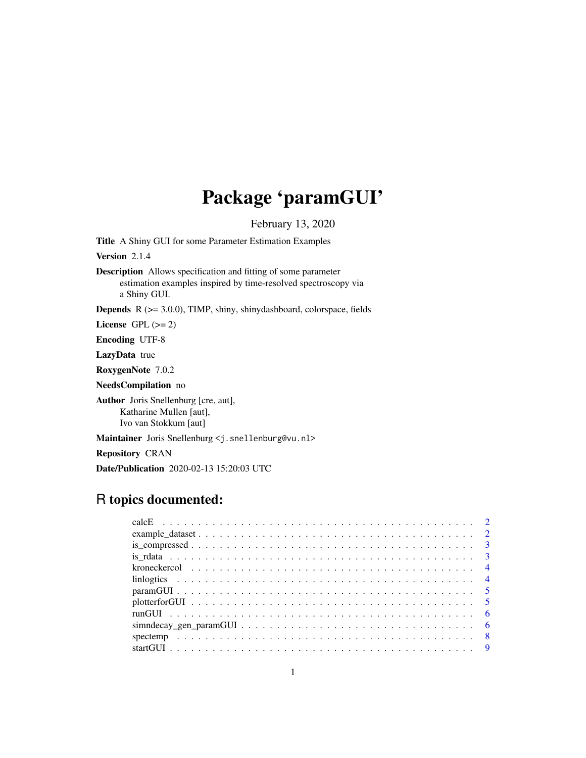# Package 'paramGUI'

February 13, 2020

**Title** A Shiny GUI for some Parameter Estimation Examples

**Version** 2.1.4

**Description** Allows specification and fitting of some parameter estimation examples inspired by time-resolved spectroscopy via a Shiny GUI.

**Depends** R (>= 3.0.0), TIMP, shiny, shinydashboard, colorspace, fields

**License** GPL (>= 2)

**Encoding** UTF-8

**LazyData** true

**RoxygenNote** 7.0.2

**NeedsCompilation** no

**Author** Joris Snellenburg [cre, aut],
Katharine Mullen [aut],
Ivo van Stokkum [aut]

**Maintainer** Joris Snellenburg <j.snellenburg@vu.nl>

**Repository** CRAN

**Date/Publication** 2020-02-13 15:20:03 UTC

## R topics documented:

| | |
|---|---|
| calcE | 2 |
| example_dataset | 2 |
| is_compressed | 3 |
| is_rdata | 3 |
| kroneckercol | 4 |
| linlogtics | 4 |
| paramGUI | 5 |
| plotterforGUI | 5 |
| runGUI | 6 |
| simndecay_gen_paramGUI | 6 |
| spectemp | 8 |
| startGUI | 9 |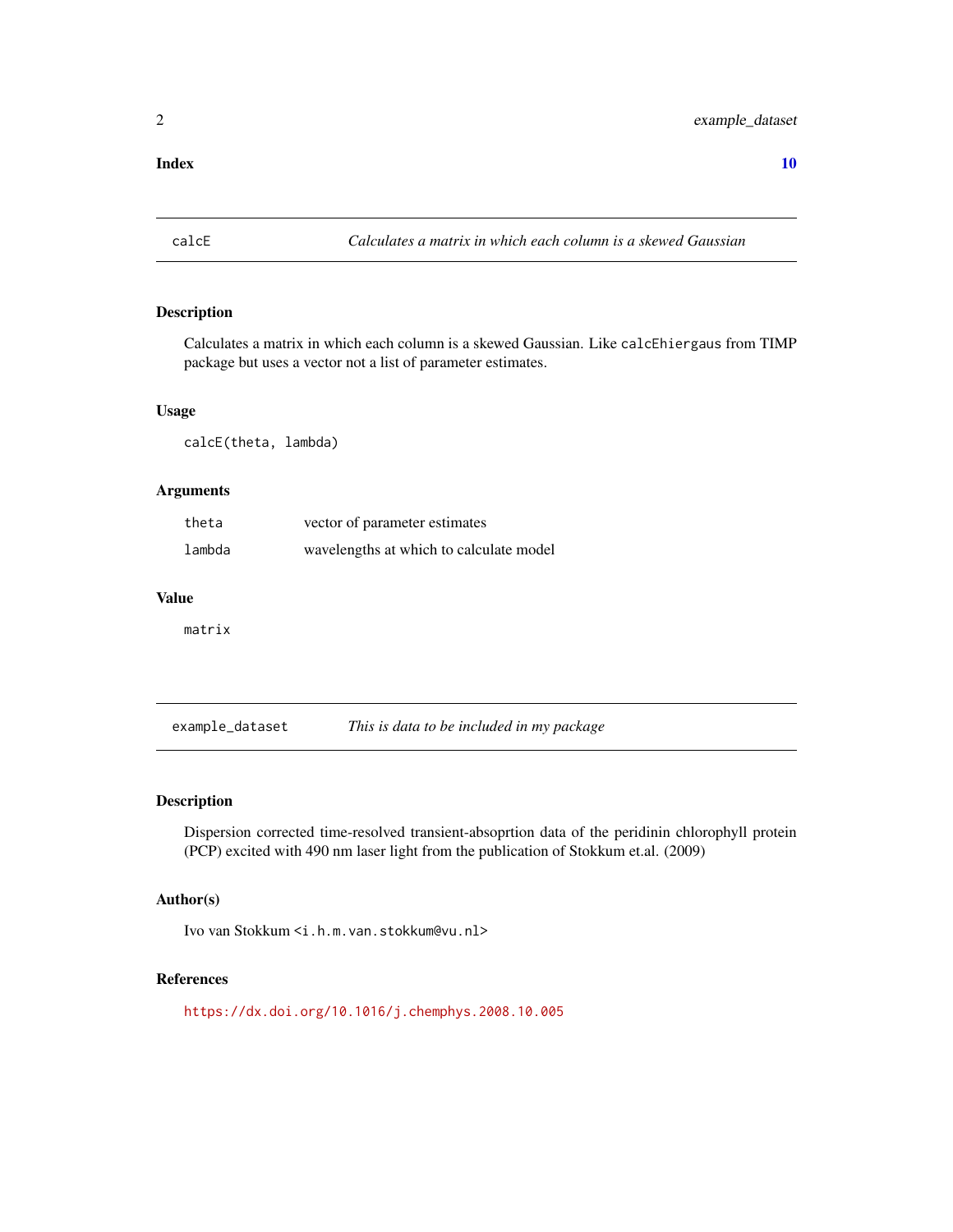**Index** **10**

## calcE — *Calculates a matrix in which each column is a skewed Gaussian*

### Description

Calculates a matrix in which each column is a skewed Gaussian. Like `calcEhiergaus` from TIMP package but uses a vector not a list of parameter estimates.

### Usage

```
calcE(theta, lambda)
```

### Arguments

| | |
|---|---|
| `theta` | vector of parameter estimates |
| `lambda` | wavelengths at which to calculate model |

### Value

`matrix`

## example_dataset — *This is data to be included in my package*

### Description

Dispersion corrected time-resolved transient-absoprtion data of the peridinin chlorophyll protein (PCP) excited with 490 nm laser light from the publication of Stokkum et.al. (2009)

### Author(s)

Ivo van Stokkum <i.h.m.van.stokkum@vu.nl>

### References

https://dx.doi.org/10.1016/j.chemphys.2008.10.005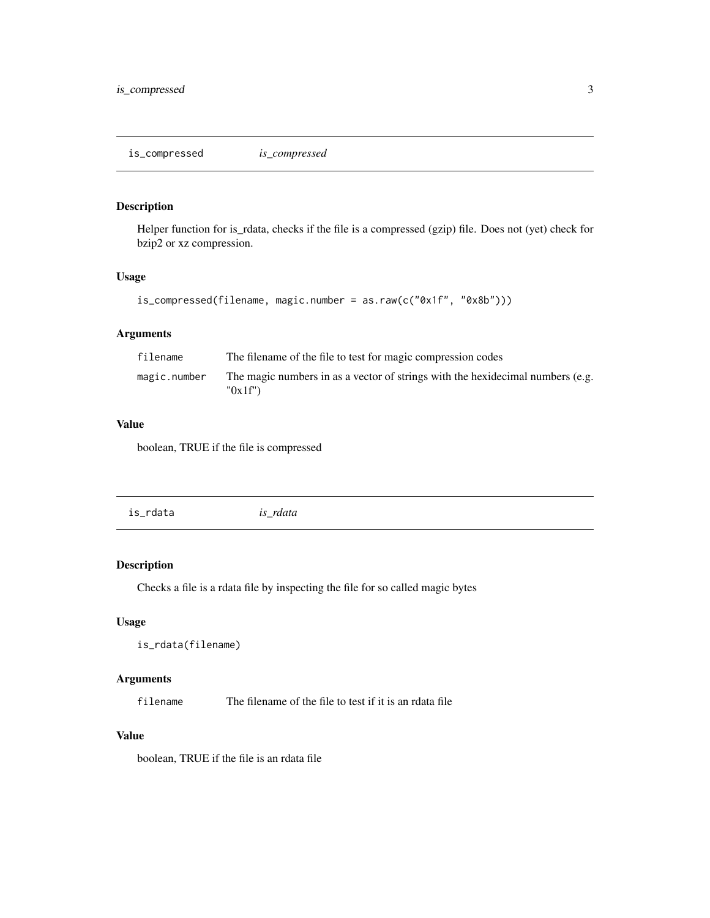## is_compressed — *is_compressed*

### Description

Helper function for is_rdata, checks if the file is a compressed (gzip) file. Does not (yet) check for bzip2 or xz compression.

### Usage

```
is_compressed(filename, magic.number = as.raw(c("0x1f", "0x8b")))
```

### Arguments

| | |
|---|---|
| `filename` | The filename of the file to test for magic compression codes |
| `magic.number` | The magic numbers in as a vector of strings with the hexidecimal numbers (e.g. "0x1f") |

### Value

boolean, TRUE if the file is compressed

## is_rdata — *is_rdata*

### Description

Checks a file is a rdata file by inspecting the file for so called magic bytes

### Usage

```
is_rdata(filename)
```

### Arguments

| | |
|---|---|
| `filename` | The filename of the file to test if it is an rdata file |

### Value

boolean, TRUE if the file is an rdata file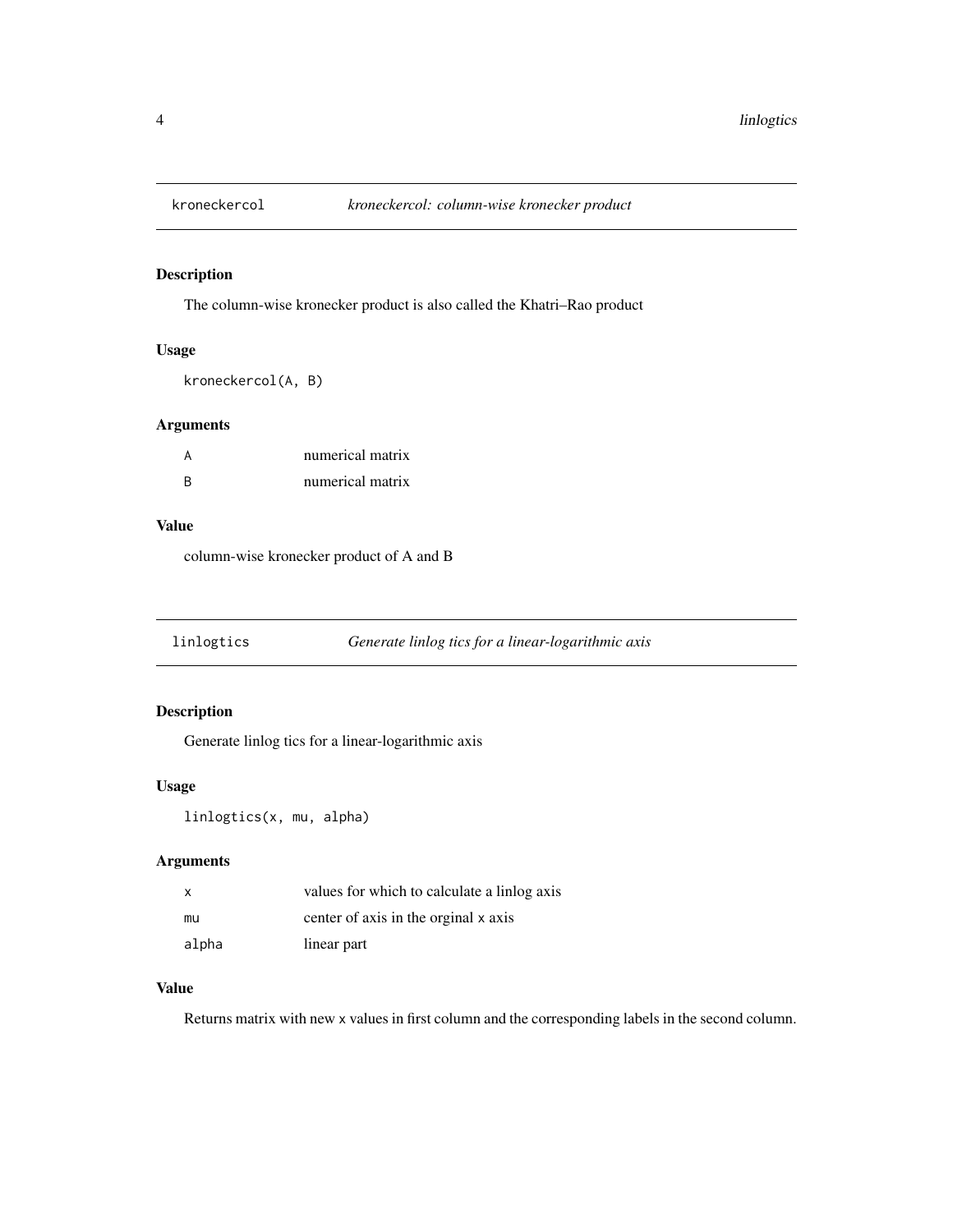## kroneckercol — *kroneckercol: column-wise kronecker product*

### Description

The column-wise kronecker product is also called the Khatri–Rao product

### Usage

```
kroneckercol(A, B)
```

### Arguments

| | |
|---|---|
| A | numerical matrix |
| B | numerical matrix |

### Value

column-wise kronecker product of A and B

## linlogtics — *Generate linlog tics for a linear-logarithmic axis*

### Description

Generate linlog tics for a linear-logarithmic axis

### Usage

```
linlogtics(x, mu, alpha)
```

### Arguments

| | |
|---|---|
| x | values for which to calculate a linlog axis |
| mu | center of axis in the orginal x axis |
| alpha | linear part |

### Value

Returns matrix with new x values in first column and the corresponding labels in the second column.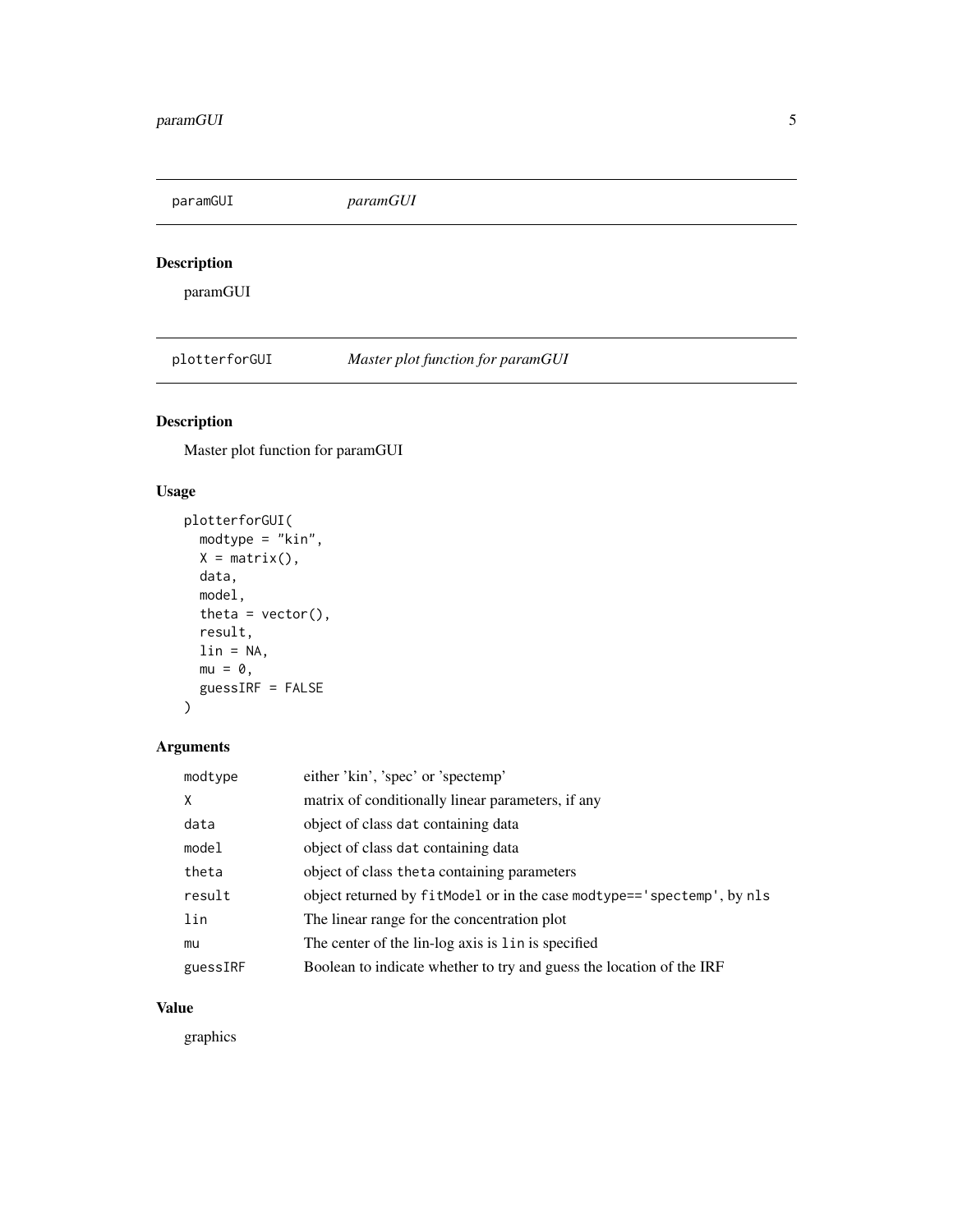## paramGUI *paramGUI*

### Description

paramGUI

## plotterforGUI *Master plot function for paramGUI*

### Description

Master plot function for paramGUI

### Usage

```
plotterforGUI(
  modtype = "kin",
  X = matrix(),
  data,
  model,
  theta = vector(),
  result,
  lin = NA,
  mu = 0,
  guessIRF = FALSE
)
```

### Arguments

| | |
|---|---|
| modtype | either 'kin', 'spec' or 'spectemp' |
| X | matrix of conditionally linear parameters, if any |
| data | object of class `dat` containing data |
| model | object of class `dat` containing data |
| theta | object of class `theta` containing parameters |
| result | object returned by `fitModel` or in the case `modtype=='spectemp'`, by `nls` |
| lin | The linear range for the concentration plot |
| mu | The center of the lin-log axis is `lin` is specified |
| guessIRF | Boolean to indicate whether to try and guess the location of the IRF |

### Value

graphics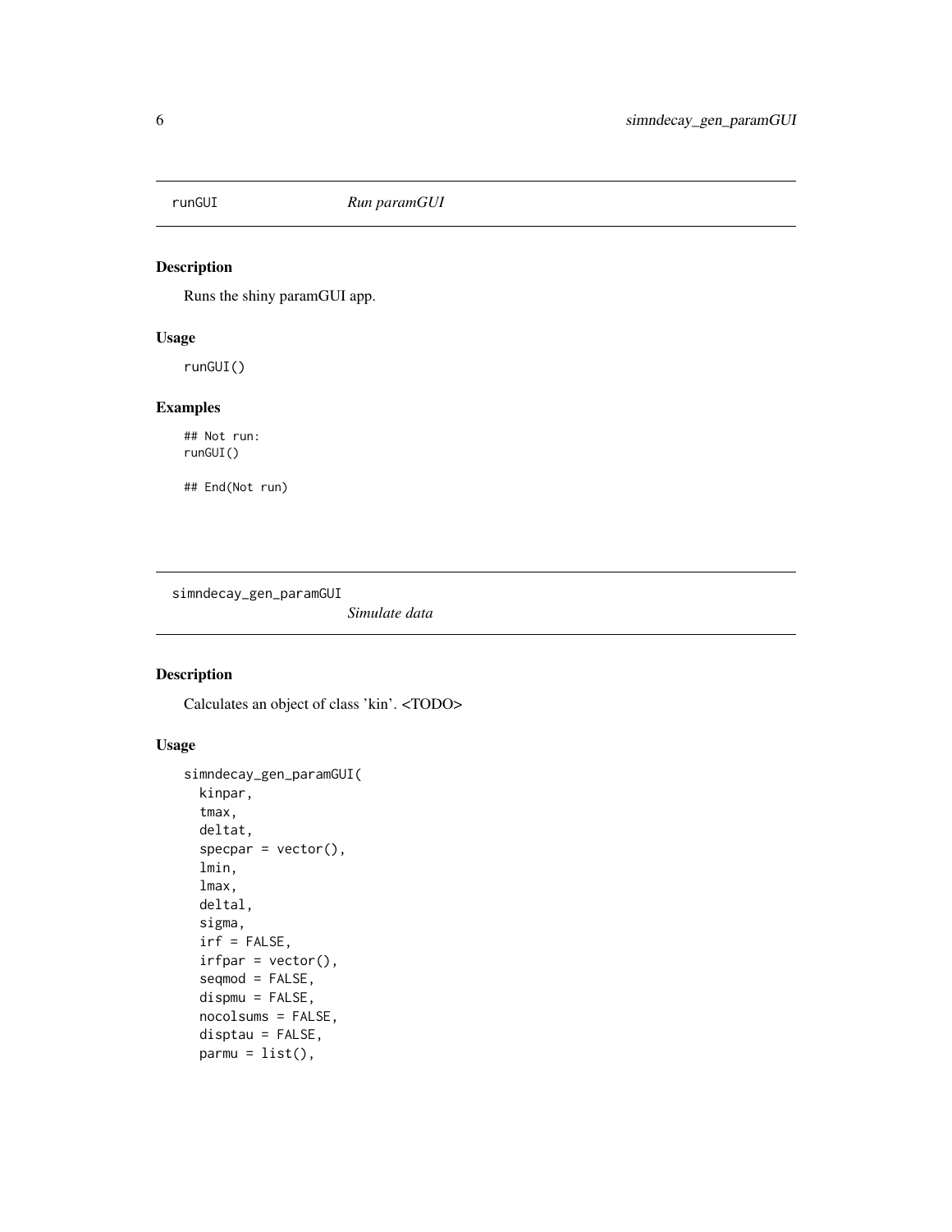## runGUI *Run paramGUI*

### Description

Runs the shiny paramGUI app.

### Usage

```
runGUI()
```

### Examples

```
## Not run:
runGUI()

## End(Not run)
```

## simndecay_gen_paramGUI *Simulate data*

### Description

Calculates an object of class 'kin'. <TODO>

### Usage

```
simndecay_gen_paramGUI(
  kinpar,
  tmax,
  deltat,
  specpar = vector(),
  lmin,
  lmax,
  deltal,
  sigma,
  irf = FALSE,
  irfpar = vector(),
  seqmod = FALSE,
  dispmu = FALSE,
  nocolsums = FALSE,
  disptau = FALSE,
  parmu = list(),
```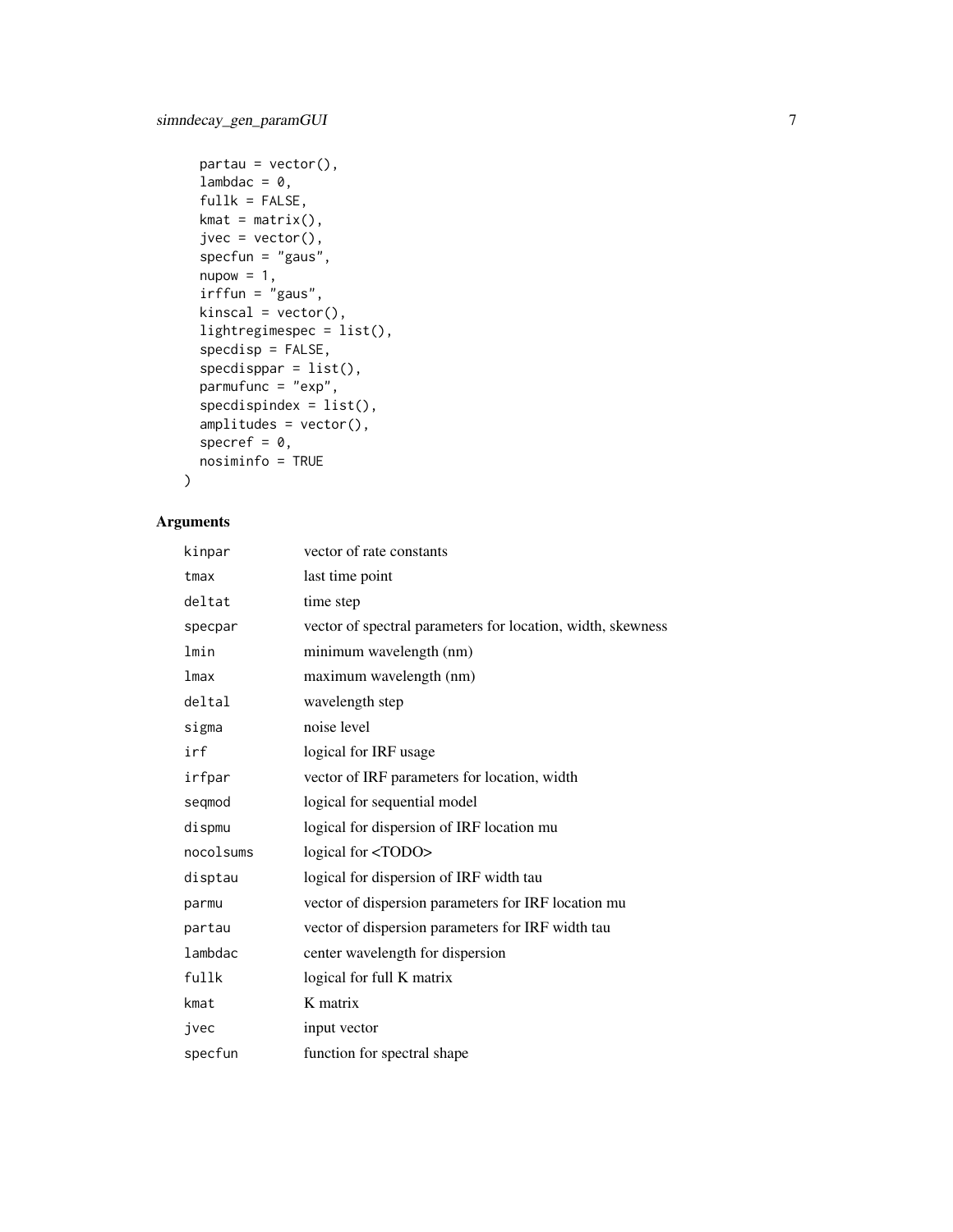```
  partau = vector(),
  lambdac = 0,
  fullk = FALSE,
  kmat = matrix(),
  jvec = vector(),
  specfun = "gaus",
  nupow = 1,
  irffun = "gaus",
  kinscal = vector(),
  lightregimespec = list(),
  specdisp = FALSE,
  specdisppar = list(),
  parmufunc = "exp",
  specdispindex = list(),
  amplitudes = vector(),
  specref = 0,
  nosiminfo = TRUE
)
```

## Arguments

| | |
|---|---|
| kinpar | vector of rate constants |
| tmax | last time point |
| deltat | time step |
| specpar | vector of spectral parameters for location, width, skewness |
| lmin | minimum wavelength (nm) |
| lmax | maximum wavelength (nm) |
| deltal | wavelength step |
| sigma | noise level |
| irf | logical for IRF usage |
| irfpar | vector of IRF parameters for location, width |
| seqmod | logical for sequential model |
| dispmu | logical for dispersion of IRF location mu |
| nocolsums | logical for <TODO> |
| disptau | logical for dispersion of IRF width tau |
| parmu | vector of dispersion parameters for IRF location mu |
| partau | vector of dispersion parameters for IRF width tau |
| lambdac | center wavelength for dispersion |
| fullk | logical for full K matrix |
| kmat | K matrix |
| jvec | input vector |
| specfun | function for spectral shape |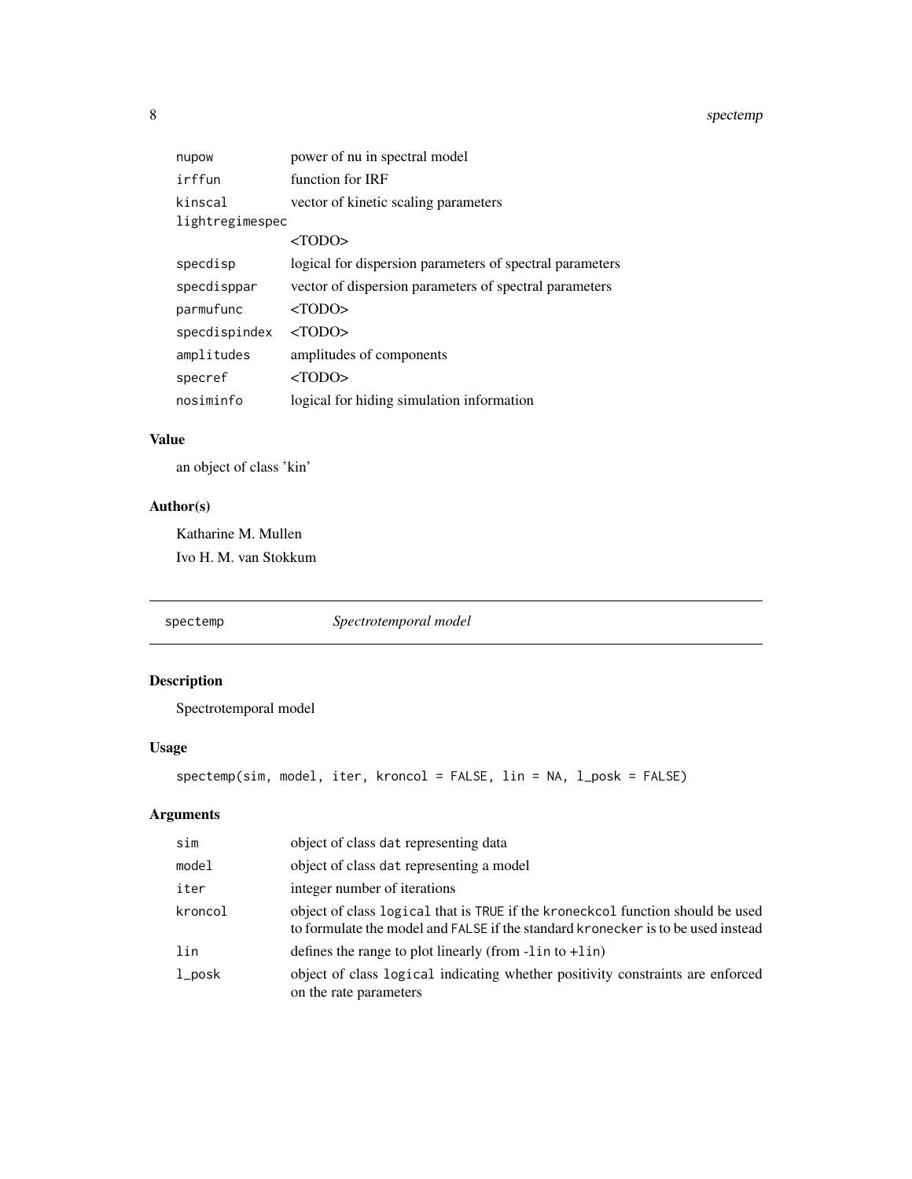| | |
|---|---|
| nupow | power of nu in spectral model |
| irffun | function for IRF |
| kinscal | vector of kinetic scaling parameters |
| lightregimespec | <TODO> |
| specdisp | logical for dispersion parameters of spectral parameters |
| specdisppar | vector of dispersion parameters of spectral parameters |
| parmufunc | <TODO> |
| specdispindex | <TODO> |
| amplitudes | amplitudes of components |
| specref | <TODO> |
| nosiminfo | logical for hiding simulation information |

### Value

an object of class 'kin'

### Author(s)

Katharine M. Mullen

Ivo H. M. van Stokkum

---

## spectemp — *Spectrotemporal model*

### Description

Spectrotemporal model

### Usage

```
spectemp(sim, model, iter, kroncol = FALSE, lin = NA, l_posk = FALSE)
```

### Arguments

| | |
|---|---|
| sim | object of class dat representing data |
| model | object of class dat representing a model |
| iter | integer number of iterations |
| kroncol | object of class logical that is TRUE if the kroneckcol function should be used to formulate the model and FALSE if the standard kronecker is to be used instead |
| lin | defines the range to plot linearly (from -lin to +lin) |
| l_posk | object of class logical indicating whether positivity constraints are enforced on the rate parameters |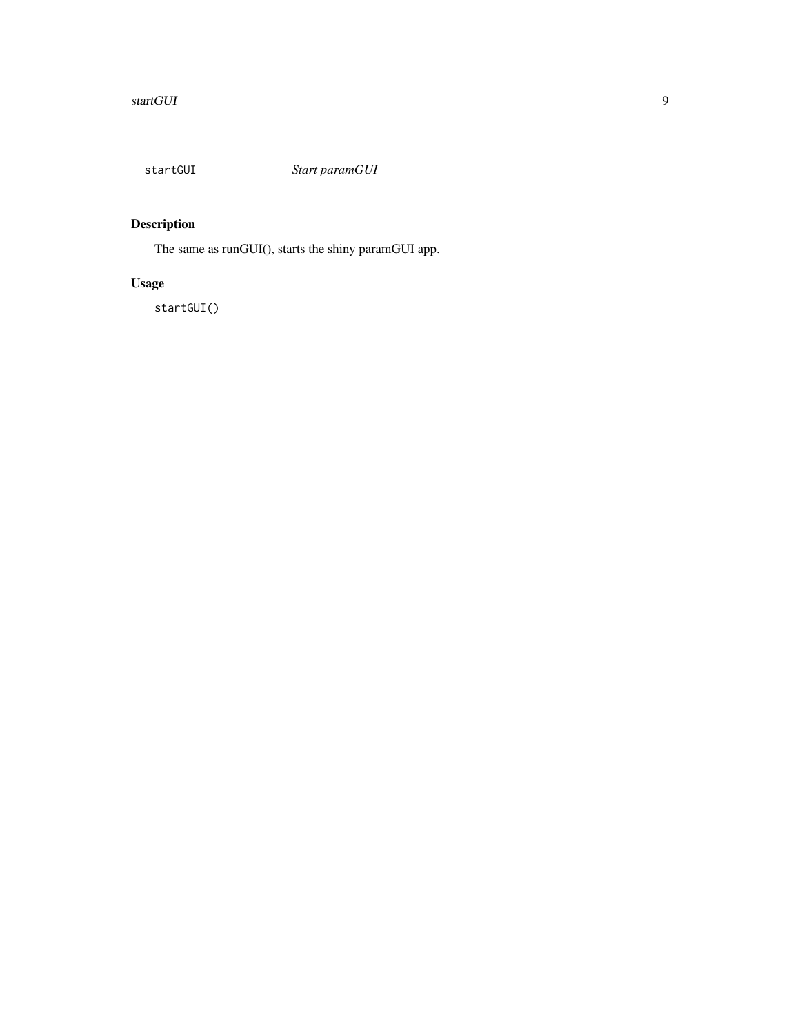## startGUI — *Start paramGUI*

### Description

The same as runGUI(), starts the shiny paramGUI app.

### Usage

```
startGUI()
```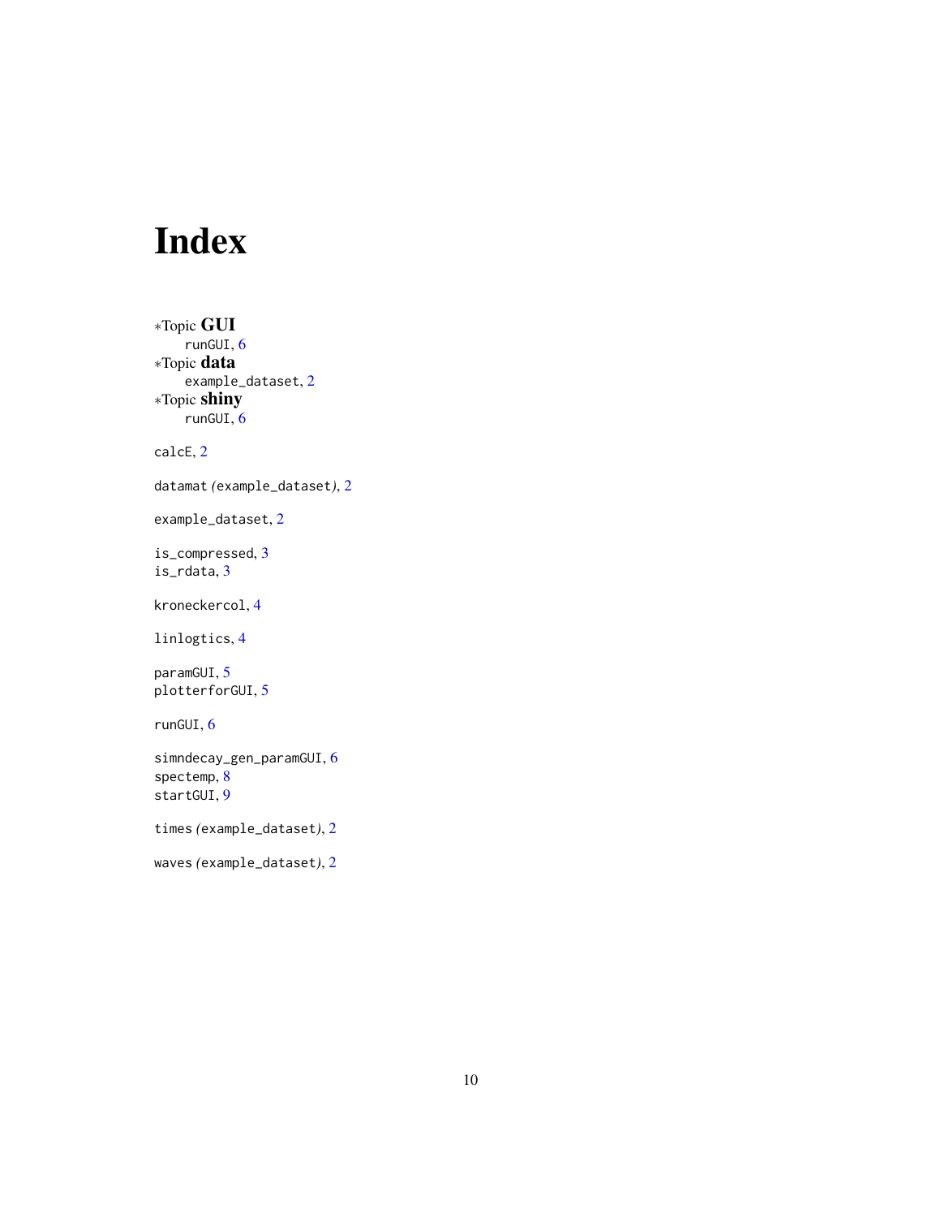# Index

*Topic **GUI**
    runGUI, 6
*Topic **data**
    example_dataset, 2
*Topic **shiny**
    runGUI, 6

calcE, 2

datamat *(*example_dataset*)*, 2

example_dataset, 2

is_compressed, 3
is_rdata, 3

kroneckercol, 4

linlogtics, 4

paramGUI, 5
plotterforGUI, 5

runGUI, 6

simndecay_gen_paramGUI, 6
spectemp, 8
startGUI, 9

times *(*example_dataset*)*, 2

waves *(*example_dataset*)*, 2